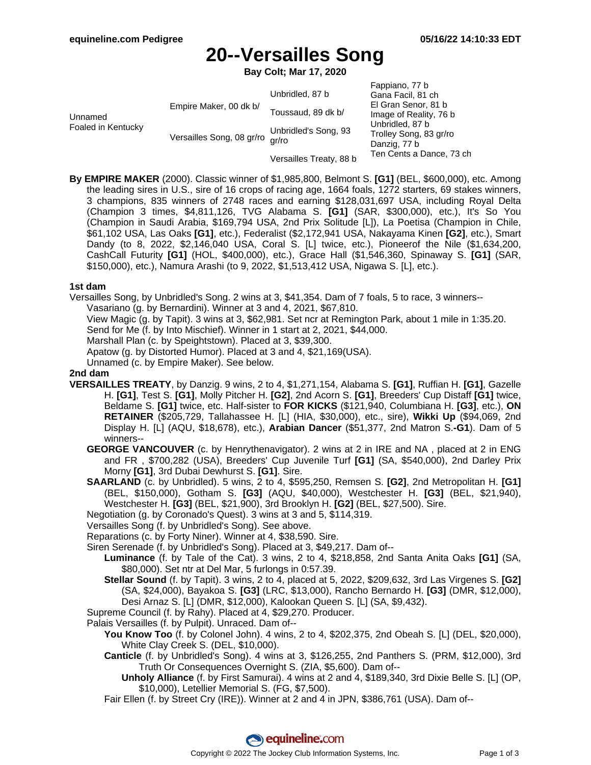# 20--Versailles Song

**Bay Colt; Mar 17, 2020**

| | | | |
|---|---|---|---|
| Unnamed Foaled in Kentucky | Empire Maker, 00 dk b/ | Unbridled, 87 b | Fappiano, 77 b |
| | | | Gana Facil, 81 ch |
| | | Toussaud, 89 dk b/ | El Gran Senor, 81 b |
| | | | Image of Reality, 76 b |
| | Versailles Song, 08 gr/ro | Unbridled's Song, 93 gr/ro | Unbridled, 87 b |
| | | | Trolley Song, 83 gr/ro |
| | | Versailles Treaty, 88 b | Danzig, 77 b |
| | | | Ten Cents a Dance, 73 ch |

**By EMPIRE MAKER** (2000). Classic winner of $1,985,800, Belmont S. **[G1]** (BEL, $600,000), etc. Among the leading sires in U.S., sire of 16 crops of racing age, 1664 foals, 1272 starters, 69 stakes winners, 3 champions, 835 winners of 2748 races and earning $128,031,697 USA, including Royal Delta (Champion 3 times, $4,811,126, TVG Alabama S. **[G1]** (SAR, $300,000), etc.), It's So You (Champion in Saudi Arabia, $169,794 USA, 2nd Prix Solitude [L]), La Poetisa (Champion in Chile, $61,102 USA, Las Oaks **[G1]**, etc.), Federalist ($2,172,941 USA, Nakayama Kinen **[G2]**, etc.), Smart Dandy (to 8, 2022, $2,146,040 USA, Coral S. [L] twice, etc.), Pioneerof the Nile ($1,634,200, CashCall Futurity **[G1]** (HOL, $400,000), etc.), Grace Hall ($1,546,360, Spinaway S. **[G1]** (SAR, $150,000), etc.), Namura Arashi (to 9, 2022, $1,513,412 USA, Nigawa S. [L], etc.).

### 1st dam

Versailles Song, by Unbridled's Song. 2 wins at 3, $41,354. Dam of 7 foals, 5 to race, 3 winners--

- Vasariano (g. by Bernardini). Winner at 3 and 4, 2021, $67,810.
- View Magic (g. by Tapit). 3 wins at 3, $62,981. Set ncr at Remington Park, about 1 mile in 1:35.20.
- Send for Me (f. by Into Mischief). Winner in 1 start at 2, 2021, $44,000.
- Marshall Plan (c. by Speightstown). Placed at 3, $39,300.
- Apatow (g. by Distorted Humor). Placed at 3 and 4, $21,169(USA).
- Unnamed (c. by Empire Maker). See below.

### 2nd dam

**VERSAILLES TREATY**, by Danzig. 9 wins, 2 to 4, $1,271,154, Alabama S. **[G1]**, Ruffian H. **[G1]**, Gazelle H. **[G1]**, Test S. **[G1]**, Molly Pitcher H. **[G2]**, 2nd Acorn S. **[G1]**, Breeders' Cup Distaff **[G1]** twice, Beldame S. **[G1]** twice, etc. Half-sister to **FOR KICKS** ($121,940, Columbiana H. **[G3]**, etc.), **ON RETAINER** ($205,729, Tallahassee H. [L] (HIA, $30,000), etc., sire), **Wikki Up** ($94,069, 2nd Display H. [L] (AQU, $18,678), etc.), **Arabian Dancer** ($51,377, 2nd Matron S.-**G1**). Dam of 5 winners--

- **GEORGE VANCOUVER** (c. by Henrythenavigator). 2 wins at 2 in IRE and NA , placed at 2 in ENG and FR , $700,282 (USA), Breeders' Cup Juvenile Turf **[G1]** (SA, $540,000), 2nd Darley Prix Morny **[G1]**, 3rd Dubai Dewhurst S. **[G1]**. Sire.
- **SAARLAND** (c. by Unbridled). 5 wins, 2 to 4, $595,250, Remsen S. **[G2]**, 2nd Metropolitan H. **[G1]** (BEL, $150,000), Gotham S. **[G3]** (AQU, $40,000), Westchester H. **[G3]** (BEL, $21,940), Westchester H. **[G3]** (BEL, $21,900), 3rd Brooklyn H. **[G2]** (BEL, $27,500). Sire.
- Negotiation (g. by Coronado's Quest). 3 wins at 3 and 5, $114,319.
- Versailles Song (f. by Unbridled's Song). See above.
- Reparations (c. by Forty Niner). Winner at 4, $38,590. Sire.
- Siren Serenade (f. by Unbridled's Song). Placed at 3, $49,217. Dam of--
  - **Luminance** (f. by Tale of the Cat). 3 wins, 2 to 4, $218,858, 2nd Santa Anita Oaks **[G1]** (SA, $80,000). Set ntr at Del Mar, 5 furlongs in 0:57.39.
  - **Stellar Sound** (f. by Tapit). 3 wins, 2 to 4, placed at 5, 2022, $209,632, 3rd Las Virgenes S. **[G2]** (SA, $24,000), Bayakoa S. **[G3]** (LRC, $13,000), Rancho Bernardo H. **[G3]** (DMR, $12,000), Desi Arnaz S. [L] (DMR, $12,000), Kalookan Queen S. [L] (SA, $9,432).
- Supreme Council (f. by Rahy). Placed at 4, $29,270. Producer.
- Palais Versailles (f. by Pulpit). Unraced. Dam of--
  - **You Know Too** (f. by Colonel John). 4 wins, 2 to 4, $202,375, 2nd Obeah S. [L] (DEL, $20,000), White Clay Creek S. (DEL, $10,000).
  - **Canticle** (f. by Unbridled's Song). 4 wins at 3, $126,255, 2nd Panthers S. (PRM, $12,000), 3rd Truth Or Consequences Overnight S. (ZIA, $5,600). Dam of--
    - **Unholy Alliance** (f. by First Samurai). 4 wins at 2 and 4, $189,340, 3rd Dixie Belle S. [L] (OP, $10,000), Letellier Memorial S. (FG, $7,500).
  - Fair Ellen (f. by Street Cry (IRE)). Winner at 2 and 4 in JPN, $386,761 (USA). Dam of--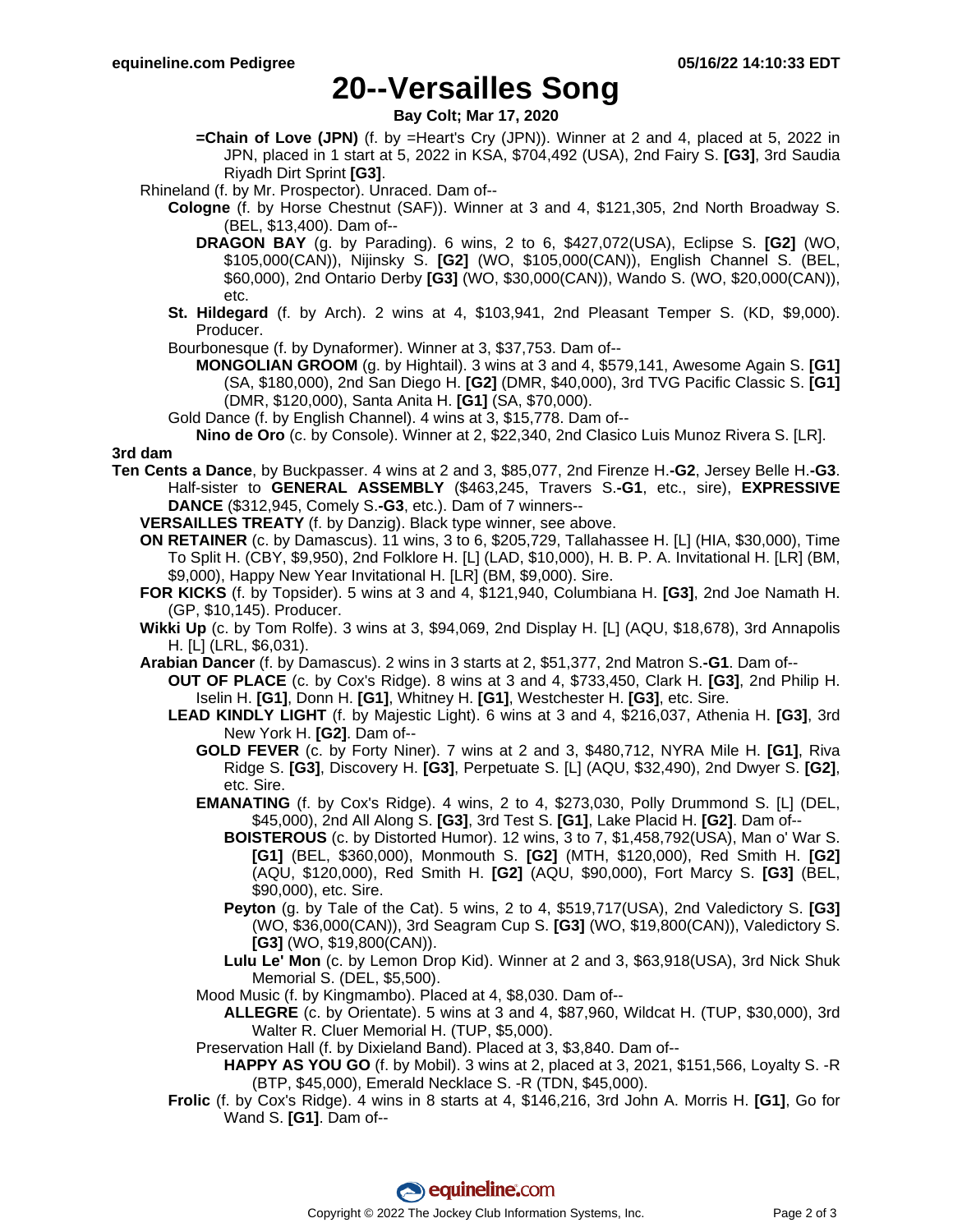# 20--Versailles Song

**Bay Colt; Mar 17, 2020**

**=Chain of Love (JPN)** (f. by =Heart's Cry (JPN)). Winner at 2 and 4, placed at 5, 2022 in JPN, placed in 1 start at 5, 2022 in KSA, $704,492 (USA), 2nd Fairy S. **[G3]**, 3rd Saudia Riyadh Dirt Sprint **[G3]**.

Rhineland (f. by Mr. Prospector). Unraced. Dam of--

**Cologne** (f. by Horse Chestnut (SAF)). Winner at 3 and 4, $121,305, 2nd North Broadway S. (BEL, $13,400). Dam of--

**DRAGON BAY** (g. by Parading). 6 wins, 2 to 6, $427,072(USA), Eclipse S. **[G2]** (WO, $105,000(CAN)), Nijinsky S. **[G2]** (WO, $105,000(CAN)), English Channel S. (BEL, $60,000), 2nd Ontario Derby **[G3]** (WO, $30,000(CAN)), Wando S. (WO, $20,000(CAN)), etc.

**St. Hildegard** (f. by Arch). 2 wins at 4, $103,941, 2nd Pleasant Temper S. (KD, $9,000). Producer.

Bourbonesque (f. by Dynaformer). Winner at 3, $37,753. Dam of--

**MONGOLIAN GROOM** (g. by Hightail). 3 wins at 3 and 4, $579,141, Awesome Again S. **[G1]** (SA, $180,000), 2nd San Diego H. **[G2]** (DMR, $40,000), 3rd TVG Pacific Classic S. **[G1]** (DMR, $120,000), Santa Anita H. **[G1]** (SA, $70,000).

Gold Dance (f. by English Channel). 4 wins at 3, $15,778. Dam of--

**Nino de Oro** (c. by Console). Winner at 2, $22,340, 2nd Clasico Luis Munoz Rivera S. [LR].

**3rd dam**

**Ten Cents a Dance**, by Buckpasser. 4 wins at 2 and 3, $85,077, 2nd Firenze H.**-G2**, Jersey Belle H.**-G3**. Half-sister to **GENERAL ASSEMBLY** ($463,245, Travers S.**-G1**, etc., sire), **EXPRESSIVE DANCE** ($312,945, Comely S.**-G3**, etc.). Dam of 7 winners--

**VERSAILLES TREATY** (f. by Danzig). Black type winner, see above.

**ON RETAINER** (c. by Damascus). 11 wins, 3 to 6, $205,729, Tallahassee H. [L] (HIA, $30,000), Time To Split H. (CBY, $9,950), 2nd Folklore H. [L] (LAD, $10,000), H. B. P. A. Invitational H. [LR] (BM, $9,000), Happy New Year Invitational H. [LR] (BM, $9,000). Sire.

**FOR KICKS** (f. by Topsider). 5 wins at 3 and 4, $121,940, Columbiana H. **[G3]**, 2nd Joe Namath H. (GP, $10,145). Producer.

**Wikki Up** (c. by Tom Rolfe). 3 wins at 3, $94,069, 2nd Display H. [L] (AQU, $18,678), 3rd Annapolis H. [L] (LRL, $6,031).

**Arabian Dancer** (f. by Damascus). 2 wins in 3 starts at 2, $51,377, 2nd Matron S.**-G1**. Dam of--

**OUT OF PLACE** (c. by Cox's Ridge). 8 wins at 3 and 4, $733,450, Clark H. **[G3]**, 2nd Philip H. Iselin H. **[G1]**, Donn H. **[G1]**, Whitney H. **[G1]**, Westchester H. **[G3]**, etc. Sire.

**LEAD KINDLY LIGHT** (f. by Majestic Light). 6 wins at 3 and 4, $216,037, Athenia H. **[G3]**, 3rd New York H. **[G2]**. Dam of--

**GOLD FEVER** (c. by Forty Niner). 7 wins at 2 and 3, $480,712, NYRA Mile H. **[G1]**, Riva Ridge S. **[G3]**, Discovery H. **[G3]**, Perpetuate S. [L] (AQU, $32,490), 2nd Dwyer S. **[G2]**, etc. Sire.

**EMANATING** (f. by Cox's Ridge). 4 wins, 2 to 4, $273,030, Polly Drummond S. [L] (DEL, $45,000), 2nd All Along S. **[G3]**, 3rd Test S. **[G1]**, Lake Placid H. **[G2]**. Dam of--

**BOISTEROUS** (c. by Distorted Humor). 12 wins, 3 to 7, $1,458,792(USA), Man o' War S. **[G1]** (BEL, $360,000), Monmouth S. **[G2]** (MTH, $120,000), Red Smith H. **[G2]** (AQU, $120,000), Red Smith H. **[G2]** (AQU, $90,000), Fort Marcy S. **[G3]** (BEL, $90,000), etc. Sire.

**Peyton** (g. by Tale of the Cat). 5 wins, 2 to 4, $519,717(USA), 2nd Valedictory S. **[G3]** (WO, $36,000(CAN)), 3rd Seagram Cup S. **[G3]** (WO, $19,800(CAN)), Valedictory S. **[G3]** (WO, $19,800(CAN)).

**Lulu Le' Mon** (c. by Lemon Drop Kid). Winner at 2 and 3, $63,918(USA), 3rd Nick Shuk Memorial S. (DEL, $5,500).

Mood Music (f. by Kingmambo). Placed at 4, $8,030. Dam of--

**ALLEGRE** (c. by Orientate). 5 wins at 3 and 4, $87,960, Wildcat H. (TUP, $30,000), 3rd Walter R. Cluer Memorial H. (TUP, $5,000).

Preservation Hall (f. by Dixieland Band). Placed at 3, $3,840. Dam of--

**HAPPY AS YOU GO** (f. by Mobil). 3 wins at 2, placed at 3, 2021, $151,566, Loyalty S. -R (BTP, $45,000), Emerald Necklace S. -R (TDN, $45,000).

**Frolic** (f. by Cox's Ridge). 4 wins in 8 starts at 4, $146,216, 3rd John A. Morris H. **[G1]**, Go for Wand S. **[G1]**. Dam of--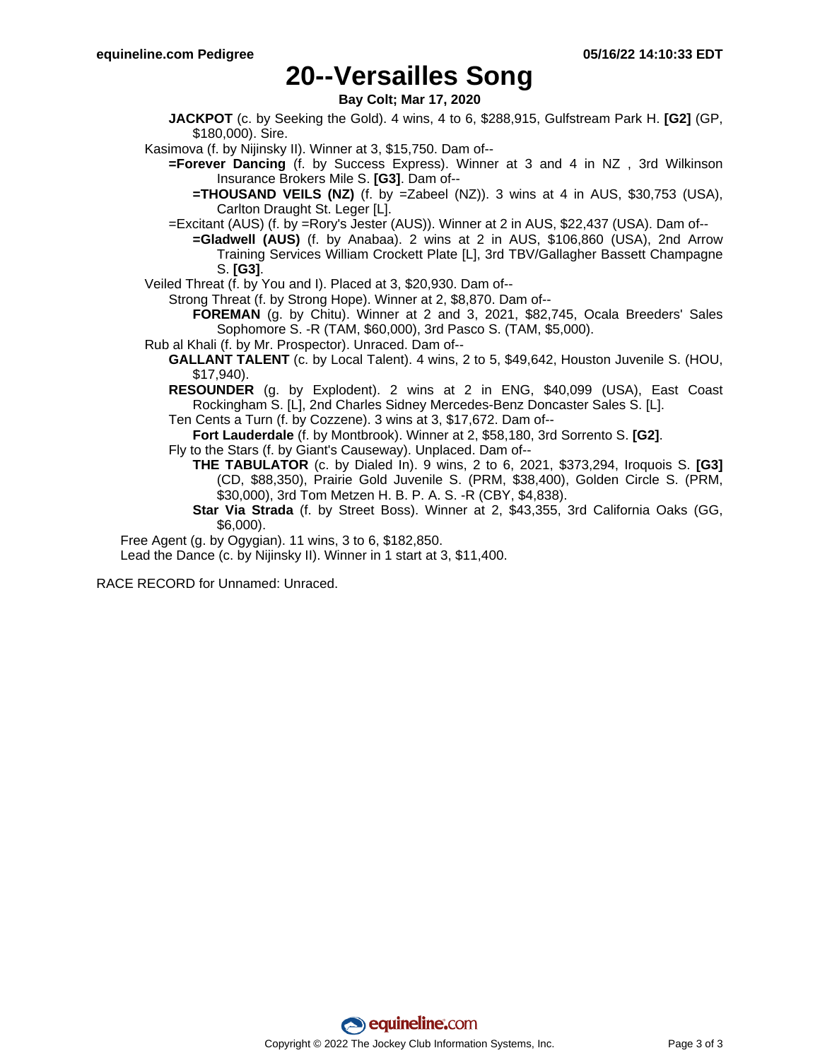# 20--Versailles Song

**Bay Colt; Mar 17, 2020**

**JACKPOT** (c. by Seeking the Gold). 4 wins, 4 to 6, $288,915, Gulfstream Park H. **[G2]** (GP, $180,000). Sire.

Kasimova (f. by Nijinsky II). Winner at 3, $15,750. Dam of--

**=Forever Dancing** (f. by Success Express). Winner at 3 and 4 in NZ , 3rd Wilkinson Insurance Brokers Mile S. **[G3]**. Dam of--

**=THOUSAND VEILS (NZ)** (f. by =Zabeel (NZ)). 3 wins at 4 in AUS, $30,753 (USA), Carlton Draught St. Leger [L].

=Excitant (AUS) (f. by =Rory's Jester (AUS)). Winner at 2 in AUS, $22,437 (USA). Dam of--

**=Gladwell (AUS)** (f. by Anabaa). 2 wins at 2 in AUS, $106,860 (USA), 2nd Arrow Training Services William Crockett Plate [L], 3rd TBV/Gallagher Bassett Champagne S. **[G3]**.

Veiled Threat (f. by You and I). Placed at 3, $20,930. Dam of--

Strong Threat (f. by Strong Hope). Winner at 2, $8,870. Dam of--

**FOREMAN** (g. by Chitu). Winner at 2 and 3, 2021, $82,745, Ocala Breeders' Sales Sophomore S. -R (TAM, $60,000), 3rd Pasco S. (TAM, $5,000).

Rub al Khali (f. by Mr. Prospector). Unraced. Dam of--

**GALLANT TALENT** (c. by Local Talent). 4 wins, 2 to 5, $49,642, Houston Juvenile S. (HOU, $17,940).

**RESOUNDER** (g. by Explodent). 2 wins at 2 in ENG, $40,099 (USA), East Coast Rockingham S. [L], 2nd Charles Sidney Mercedes-Benz Doncaster Sales S. [L].

Ten Cents a Turn (f. by Cozzene). 3 wins at 3, $17,672. Dam of--

**Fort Lauderdale** (f. by Montbrook). Winner at 2, $58,180, 3rd Sorrento S. **[G2]**.

Fly to the Stars (f. by Giant's Causeway). Unplaced. Dam of--

**THE TABULATOR** (c. by Dialed In). 9 wins, 2 to 6, 2021, $373,294, Iroquois S. **[G3]** (CD, $88,350), Prairie Gold Juvenile S. (PRM, $38,400), Golden Circle S. (PRM, $30,000), 3rd Tom Metzen H. B. P. A. S. -R (CBY, $4,838).

**Star Via Strada** (f. by Street Boss). Winner at 2, $43,355, 3rd California Oaks (GG, $6,000).

Free Agent (g. by Ogygian). 11 wins, 3 to 6, $182,850.

Lead the Dance (c. by Nijinsky II). Winner in 1 start at 3, $11,400.

RACE RECORD for Unnamed: Unraced.